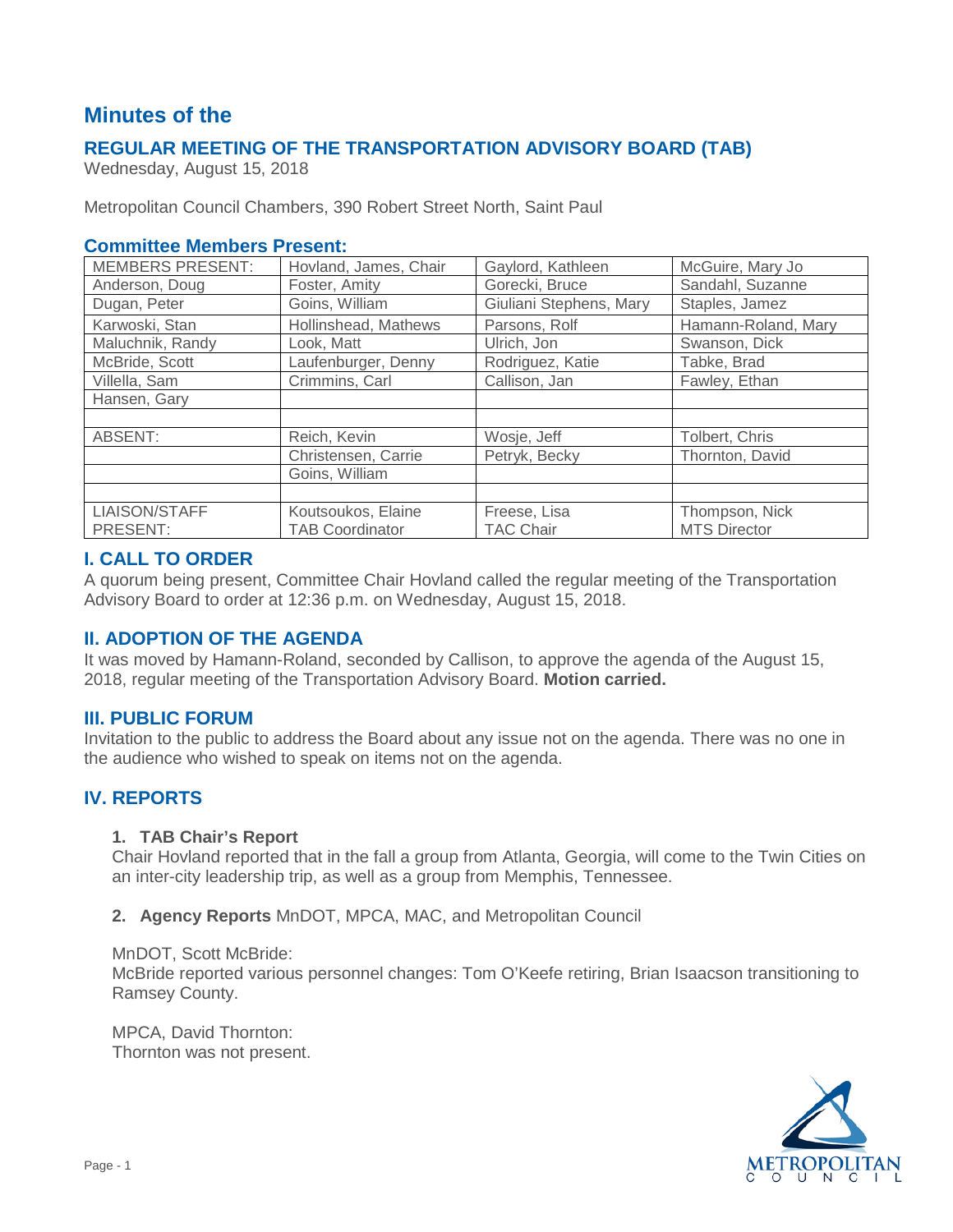# Minutes of the

## REGULAR MEETING OF THE TRANSPORTATION ADVISORY BOARD (TAB)

Wednesday, August 15, 2018

Metropolitan Council Chambers, 390 Robert Street North, Saint Paul

### Committee Members Present:

| MEMBERS PRESENT: | Hovland, James, Chair | Gaylord, Kathleen | McGuire, Mary Jo |
|---|---|---|---|
| Anderson, Doug | Foster, Amity | Gorecki, Bruce | Sandahl, Suzanne |
| Dugan, Peter | Goins, William | Giuliani Stephens, Mary | Staples, Jamez |
| Karwoski, Stan | Hollinshead, Mathews | Parsons, Rolf | Hamann-Roland, Mary |
| Maluchnik, Randy | Look, Matt | Ulrich, Jon | Swanson, Dick |
| McBride, Scott | Laufenburger, Denny | Rodriguez, Katie | Tabke, Brad |
| Villella, Sam | Crimmins, Carl | Callison, Jan | Fawley, Ethan |
| Hansen, Gary | | | |
| | | | |
| ABSENT: | Reich, Kevin | Wosje, Jeff | Tolbert, Chris |
| | Christensen, Carrie | Petryk, Becky | Thornton, David |
| | Goins, William | | |
| | | | |
| LIAISON/STAFF PRESENT: | Koutsoukos, Elaine TAB Coordinator | Freese, Lisa TAC Chair | Thompson, Nick MTS Director |

## I. CALL TO ORDER

A quorum being present, Committee Chair Hovland called the regular meeting of the Transportation Advisory Board to order at 12:36 p.m. on Wednesday, August 15, 2018.

## II. ADOPTION OF THE AGENDA

It was moved by Hamann-Roland, seconded by Callison, to approve the agenda of the August 15, 2018, regular meeting of the Transportation Advisory Board. **Motion carried.**

## III. PUBLIC FORUM

Invitation to the public to address the Board about any issue not on the agenda. There was no one in the audience who wished to speak on items not on the agenda.

## IV. REPORTS

1. **TAB Chair's Report**

   Chair Hovland reported that in the fall a group from Atlanta, Georgia, will come to the Twin Cities on an inter-city leadership trip, as well as a group from Memphis, Tennessee.

2. **Agency Reports** MnDOT, MPCA, MAC, and Metropolitan Council

   MnDOT, Scott McBride:
   McBride reported various personnel changes: Tom O'Keefe retiring, Brian Isaacson transitioning to Ramsey County.

   MPCA, David Thornton:
   Thornton was not present.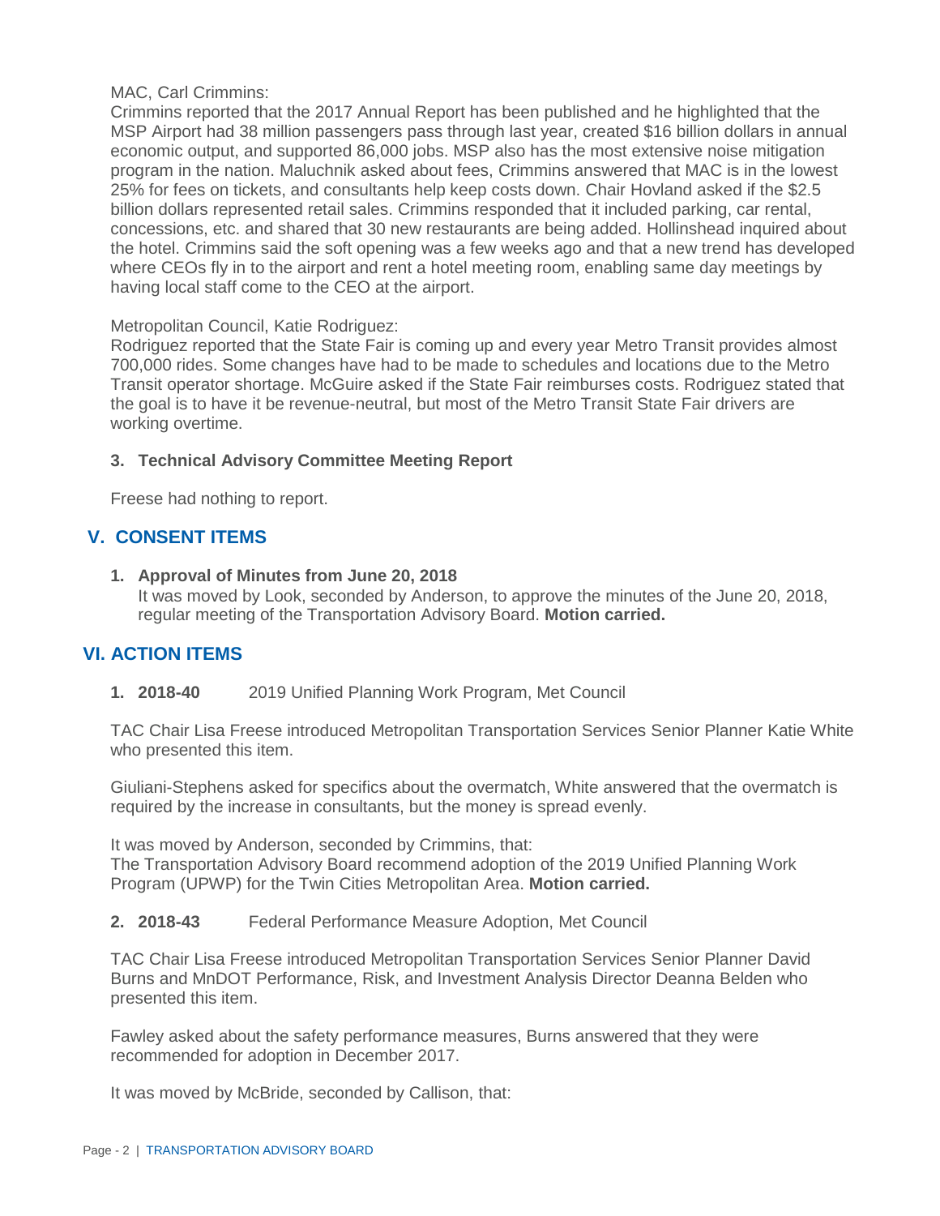MAC, Carl Crimmins:

Crimmins reported that the 2017 Annual Report has been published and he highlighted that the MSP Airport had 38 million passengers pass through last year, created $16 billion dollars in annual economic output, and supported 86,000 jobs. MSP also has the most extensive noise mitigation program in the nation. Maluchnik asked about fees, Crimmins answered that MAC is in the lowest 25% for fees on tickets, and consultants help keep costs down. Chair Hovland asked if the $2.5 billion dollars represented retail sales. Crimmins responded that it included parking, car rental, concessions, etc. and shared that 30 new restaurants are being added. Hollinshead inquired about the hotel. Crimmins said the soft opening was a few weeks ago and that a new trend has developed where CEOs fly in to the airport and rent a hotel meeting room, enabling same day meetings by having local staff come to the CEO at the airport.

Metropolitan Council, Katie Rodriguez:

Rodriguez reported that the State Fair is coming up and every year Metro Transit provides almost 700,000 rides. Some changes have had to be made to schedules and locations due to the Metro Transit operator shortage. McGuire asked if the State Fair reimburses costs. Rodriguez stated that the goal is to have it be revenue-neutral, but most of the Metro Transit State Fair drivers are working overtime.

**3. Technical Advisory Committee Meeting Report**

Freese had nothing to report.

## V. CONSENT ITEMS

**1. Approval of Minutes from June 20, 2018**
It was moved by Look, seconded by Anderson, to approve the minutes of the June 20, 2018, regular meeting of the Transportation Advisory Board. **Motion carried.**

## VI. ACTION ITEMS

**1. 2018-40** 2019 Unified Planning Work Program, Met Council

TAC Chair Lisa Freese introduced Metropolitan Transportation Services Senior Planner Katie White who presented this item.

Giuliani-Stephens asked for specifics about the overmatch, White answered that the overmatch is required by the increase in consultants, but the money is spread evenly.

It was moved by Anderson, seconded by Crimmins, that:
The Transportation Advisory Board recommend adoption of the 2019 Unified Planning Work Program (UPWP) for the Twin Cities Metropolitan Area. **Motion carried.**

**2. 2018-43** Federal Performance Measure Adoption, Met Council

TAC Chair Lisa Freese introduced Metropolitan Transportation Services Senior Planner David Burns and MnDOT Performance, Risk, and Investment Analysis Director Deanna Belden who presented this item.

Fawley asked about the safety performance measures, Burns answered that they were recommended for adoption in December 2017.

It was moved by McBride, seconded by Callison, that: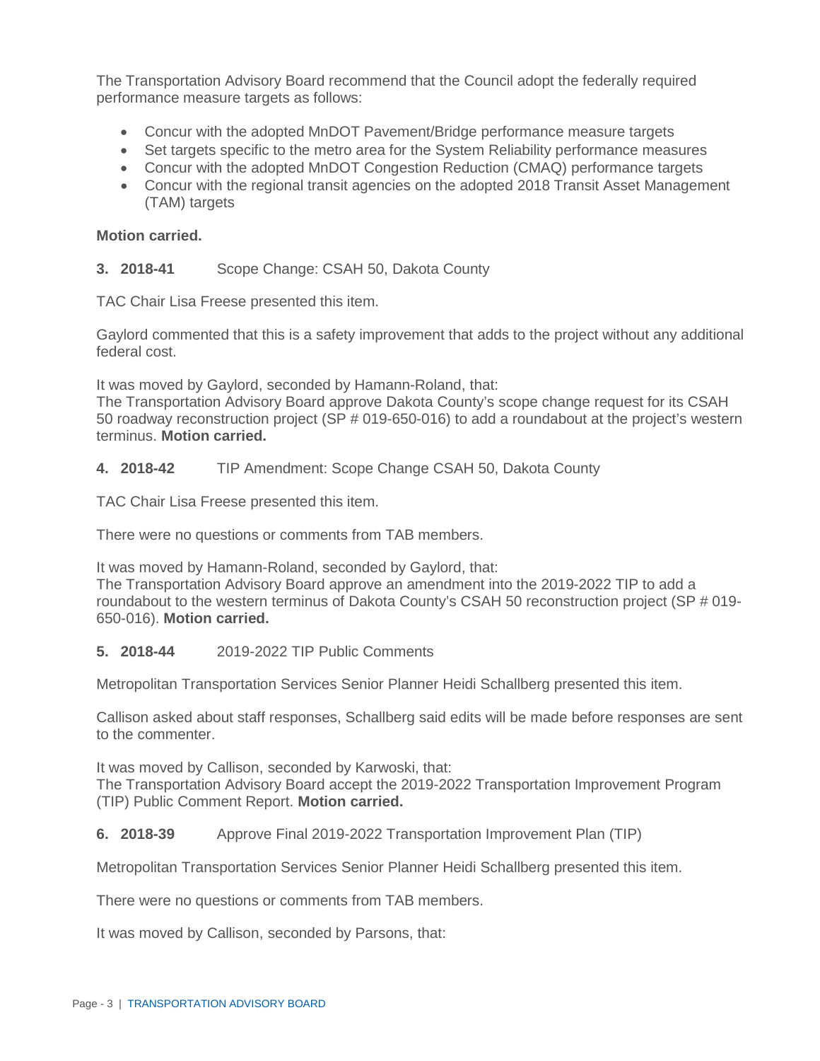The Transportation Advisory Board recommend that the Council adopt the federally required performance measure targets as follows:

- Concur with the adopted MnDOT Pavement/Bridge performance measure targets
- Set targets specific to the metro area for the System Reliability performance measures
- Concur with the adopted MnDOT Congestion Reduction (CMAQ) performance targets
- Concur with the regional transit agencies on the adopted 2018 Transit Asset Management (TAM) targets

**Motion carried.**

**3. 2018-41** Scope Change: CSAH 50, Dakota County

TAC Chair Lisa Freese presented this item.

Gaylord commented that this is a safety improvement that adds to the project without any additional federal cost.

It was moved by Gaylord, seconded by Hamann-Roland, that:
The Transportation Advisory Board approve Dakota County's scope change request for its CSAH 50 roadway reconstruction project (SP # 019-650-016) to add a roundabout at the project's western terminus. **Motion carried.**

**4. 2018-42** TIP Amendment: Scope Change CSAH 50, Dakota County

TAC Chair Lisa Freese presented this item.

There were no questions or comments from TAB members.

It was moved by Hamann-Roland, seconded by Gaylord, that:
The Transportation Advisory Board approve an amendment into the 2019-2022 TIP to add a roundabout to the western terminus of Dakota County's CSAH 50 reconstruction project (SP # 019-650-016). **Motion carried.**

**5. 2018-44** 2019-2022 TIP Public Comments

Metropolitan Transportation Services Senior Planner Heidi Schallberg presented this item.

Callison asked about staff responses, Schallberg said edits will be made before responses are sent to the commenter.

It was moved by Callison, seconded by Karwoski, that:
The Transportation Advisory Board accept the 2019-2022 Transportation Improvement Program (TIP) Public Comment Report. **Motion carried.**

**6. 2018-39** Approve Final 2019-2022 Transportation Improvement Plan (TIP)

Metropolitan Transportation Services Senior Planner Heidi Schallberg presented this item.

There were no questions or comments from TAB members.

It was moved by Callison, seconded by Parsons, that: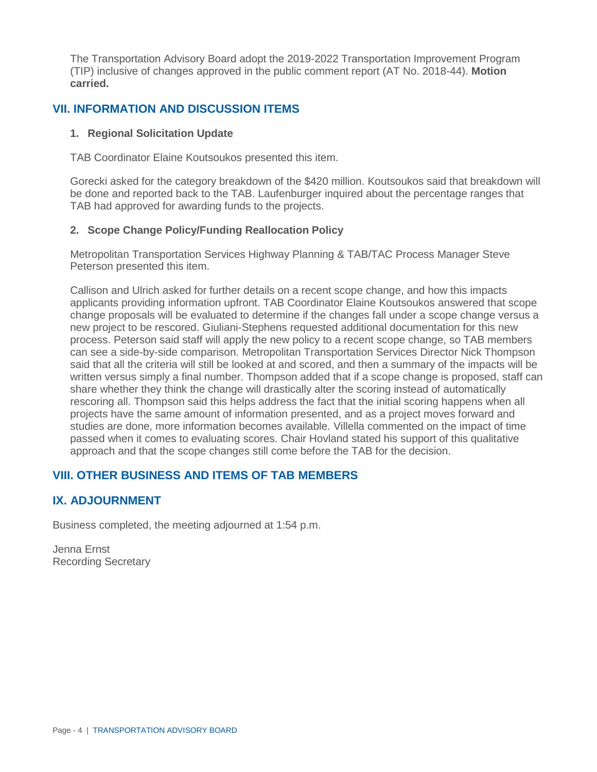The Transportation Advisory Board adopt the 2019-2022 Transportation Improvement Program (TIP) inclusive of changes approved in the public comment report (AT No. 2018-44). **Motion carried.**

## VII. INFORMATION AND DISCUSSION ITEMS

### 1. Regional Solicitation Update

TAB Coordinator Elaine Koutsoukos presented this item.

Gorecki asked for the category breakdown of the $420 million. Koutsoukos said that breakdown will be done and reported back to the TAB. Laufenburger inquired about the percentage ranges that TAB had approved for awarding funds to the projects.

### 2. Scope Change Policy/Funding Reallocation Policy

Metropolitan Transportation Services Highway Planning & TAB/TAC Process Manager Steve Peterson presented this item.

Callison and Ulrich asked for further details on a recent scope change, and how this impacts applicants providing information upfront. TAB Coordinator Elaine Koutsoukos answered that scope change proposals will be evaluated to determine if the changes fall under a scope change versus a new project to be rescored. Giuliani-Stephens requested additional documentation for this new process. Peterson said staff will apply the new policy to a recent scope change, so TAB members can see a side-by-side comparison. Metropolitan Transportation Services Director Nick Thompson said that all the criteria will still be looked at and scored, and then a summary of the impacts will be written versus simply a final number. Thompson added that if a scope change is proposed, staff can share whether they think the change will drastically alter the scoring instead of automatically rescoring all. Thompson said this helps address the fact that the initial scoring happens when all projects have the same amount of information presented, and as a project moves forward and studies are done, more information becomes available. Villella commented on the impact of time passed when it comes to evaluating scores. Chair Hovland stated his support of this qualitative approach and that the scope changes still come before the TAB for the decision.

## VIII. OTHER BUSINESS AND ITEMS OF TAB MEMBERS

## IX. ADJOURNMENT

Business completed, the meeting adjourned at 1:54 p.m.

Jenna Ernst
Recording Secretary